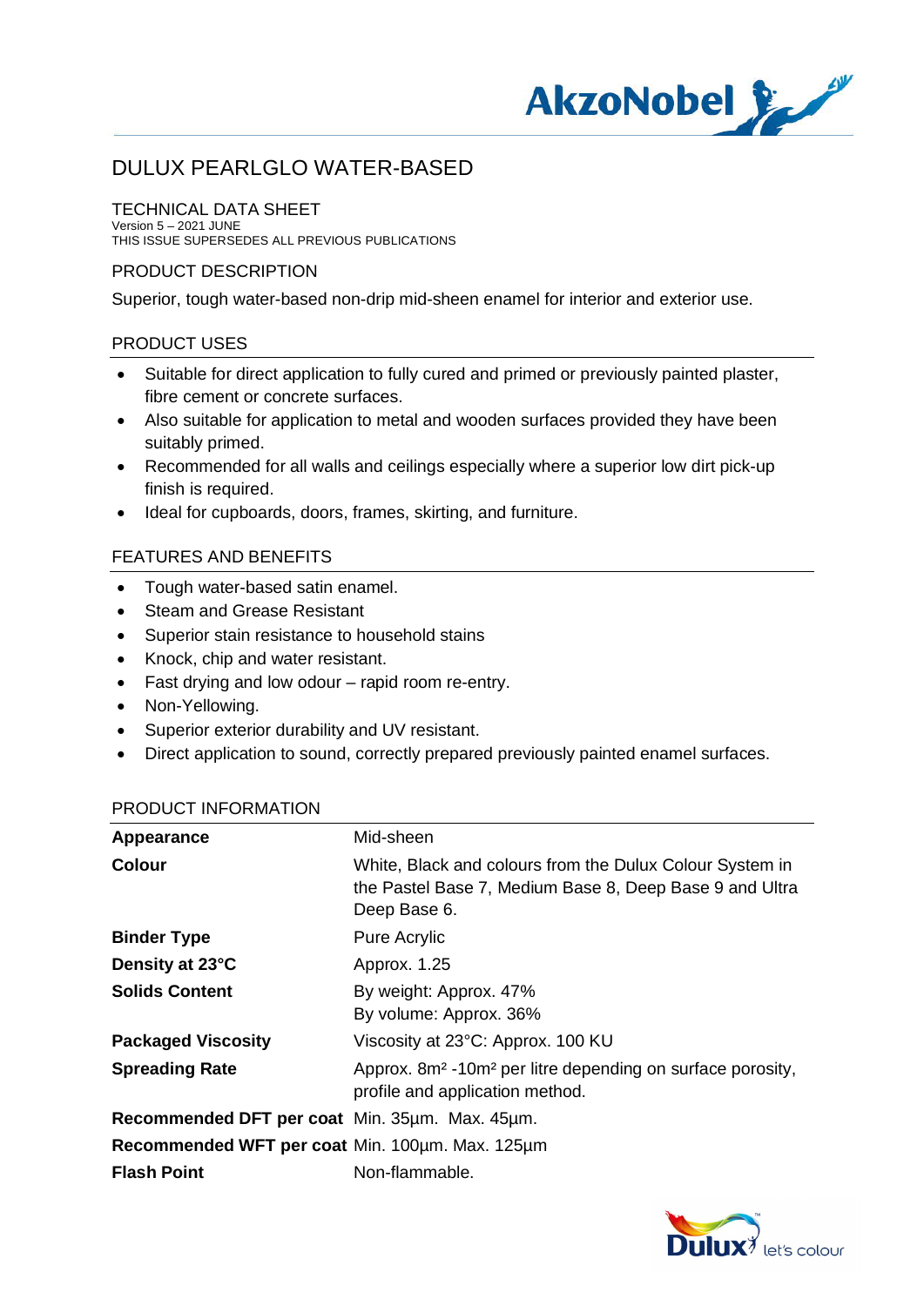# DULUX PEARLGLO WATER-BASED

## TECHNICAL DATA SHEET

Version 5 – 2021 JUNE
THIS ISSUE SUPERSEDES ALL PREVIOUS PUBLICATIONS

## PRODUCT DESCRIPTION

Superior, tough water-based non-drip mid-sheen enamel for interior and exterior use.

## PRODUCT USES

- Suitable for direct application to fully cured and primed or previously painted plaster, fibre cement or concrete surfaces.
- Also suitable for application to metal and wooden surfaces provided they have been suitably primed.
- Recommended for all walls and ceilings especially where a superior low dirt pick-up finish is required.
- Ideal for cupboards, doors, frames, skirting, and furniture.

## FEATURES AND BENEFITS

- Tough water-based satin enamel.
- Steam and Grease Resistant
- Superior stain resistance to household stains
- Knock, chip and water resistant.
- Fast drying and low odour – rapid room re-entry.
- Non-Yellowing.
- Superior exterior durability and UV resistant.
- Direct application to sound, correctly prepared previously painted enamel surfaces.

## PRODUCT INFORMATION

| | |
|---|---|
| **Appearance** | Mid-sheen |
| **Colour** | White, Black and colours from the Dulux Colour System in the Pastel Base 7, Medium Base 8, Deep Base 9 and Ultra Deep Base 6. |
| **Binder Type** | Pure Acrylic |
| **Density at 23°C** | Approx. 1.25 |
| **Solids Content** | By weight: Approx. 47%<br>By volume: Approx. 36% |
| **Packaged Viscosity** | Viscosity at 23°C: Approx. 100 KU |
| **Spreading Rate** | Approx. 8m² -10m² per litre depending on surface porosity, profile and application method. |
| **Recommended DFT per coat** | Min. 35µm. Max. 45µm. |
| **Recommended WFT per coat** | Min. 100µm. Max. 125µm |
| **Flash Point** | Non-flammable. |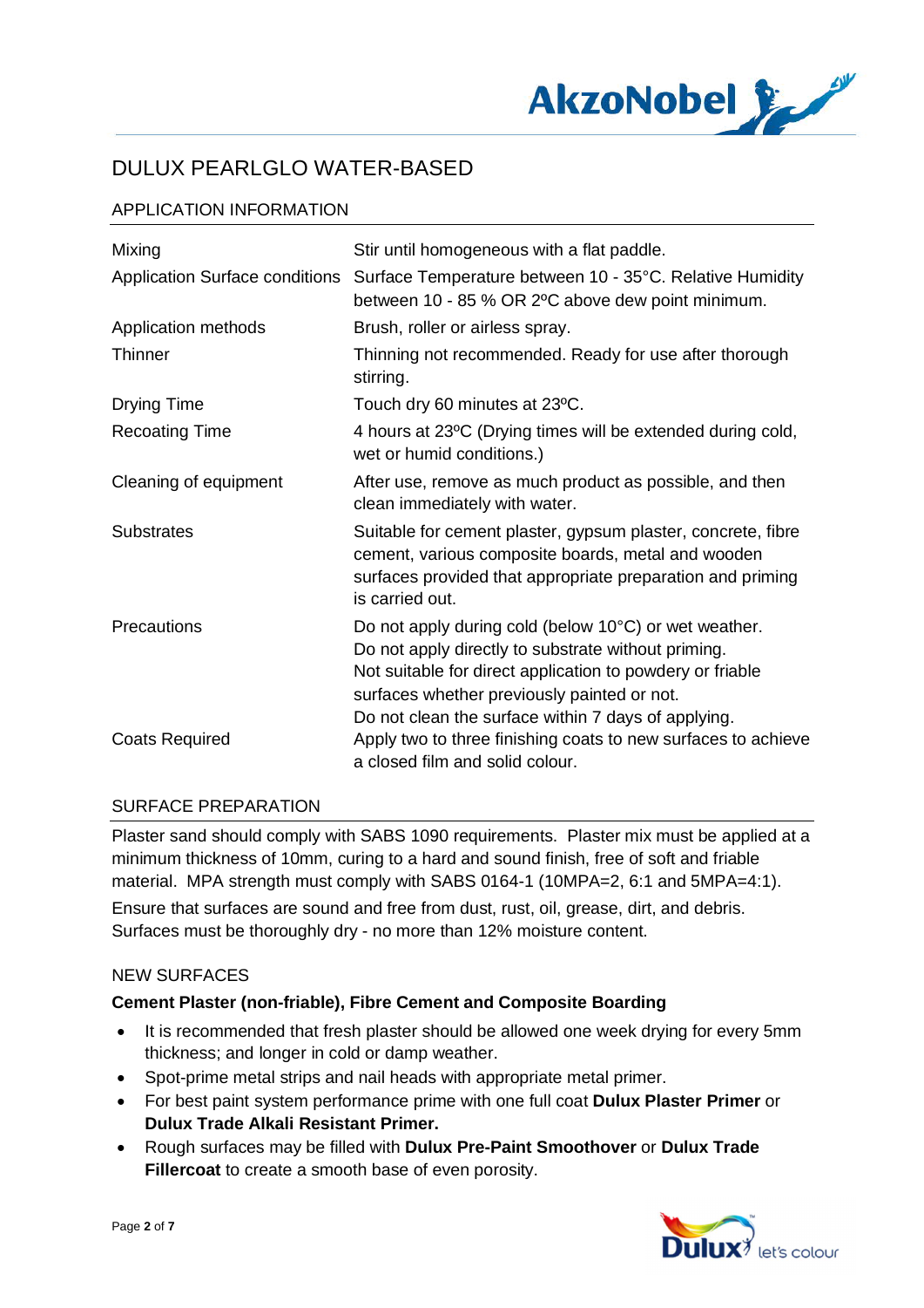# DULUX PEARLGLO WATER-BASED

## APPLICATION INFORMATION

| | |
|---|---|
| Mixing | Stir until homogeneous with a flat paddle. |
| Application Surface conditions | Surface Temperature between 10 - 35°C. Relative Humidity between 10 - 85 % OR 2ºC above dew point minimum. |
| Application methods | Brush, roller or airless spray. |
| Thinner | Thinning not recommended. Ready for use after thorough stirring. |
| Drying Time | Touch dry 60 minutes at 23ºC. |
| Recoating Time | 4 hours at 23ºC (Drying times will be extended during cold, wet or humid conditions.) |
| Cleaning of equipment | After use, remove as much product as possible, and then clean immediately with water. |
| Substrates | Suitable for cement plaster, gypsum plaster, concrete, fibre cement, various composite boards, metal and wooden surfaces provided that appropriate preparation and priming is carried out. |
| Precautions | Do not apply during cold (below 10°C) or wet weather. Do not apply directly to substrate without priming. Not suitable for direct application to powdery or friable surfaces whether previously painted or not. Do not clean the surface within 7 days of applying. |
| Coats Required | Apply two to three finishing coats to new surfaces to achieve a closed film and solid colour. |

## SURFACE PREPARATION

Plaster sand should comply with SABS 1090 requirements. Plaster mix must be applied at a minimum thickness of 10mm, curing to a hard and sound finish, free of soft and friable material. MPA strength must comply with SABS 0164-1 (10MPA=2, 6:1 and 5MPA=4:1).

Ensure that surfaces are sound and free from dust, rust, oil, grease, dirt, and debris. Surfaces must be thoroughly dry - no more than 12% moisture content.

## NEW SURFACES

**Cement Plaster (non-friable), Fibre Cement and Composite Boarding**

- It is recommended that fresh plaster should be allowed one week drying for every 5mm thickness; and longer in cold or damp weather.
- Spot-prime metal strips and nail heads with appropriate metal primer.
- For best paint system performance prime with one full coat **Dulux Plaster Primer** or **Dulux Trade Alkali Resistant Primer.**
- Rough surfaces may be filled with **Dulux Pre-Paint Smoothover** or **Dulux Trade Fillercoat** to create a smooth base of even porosity.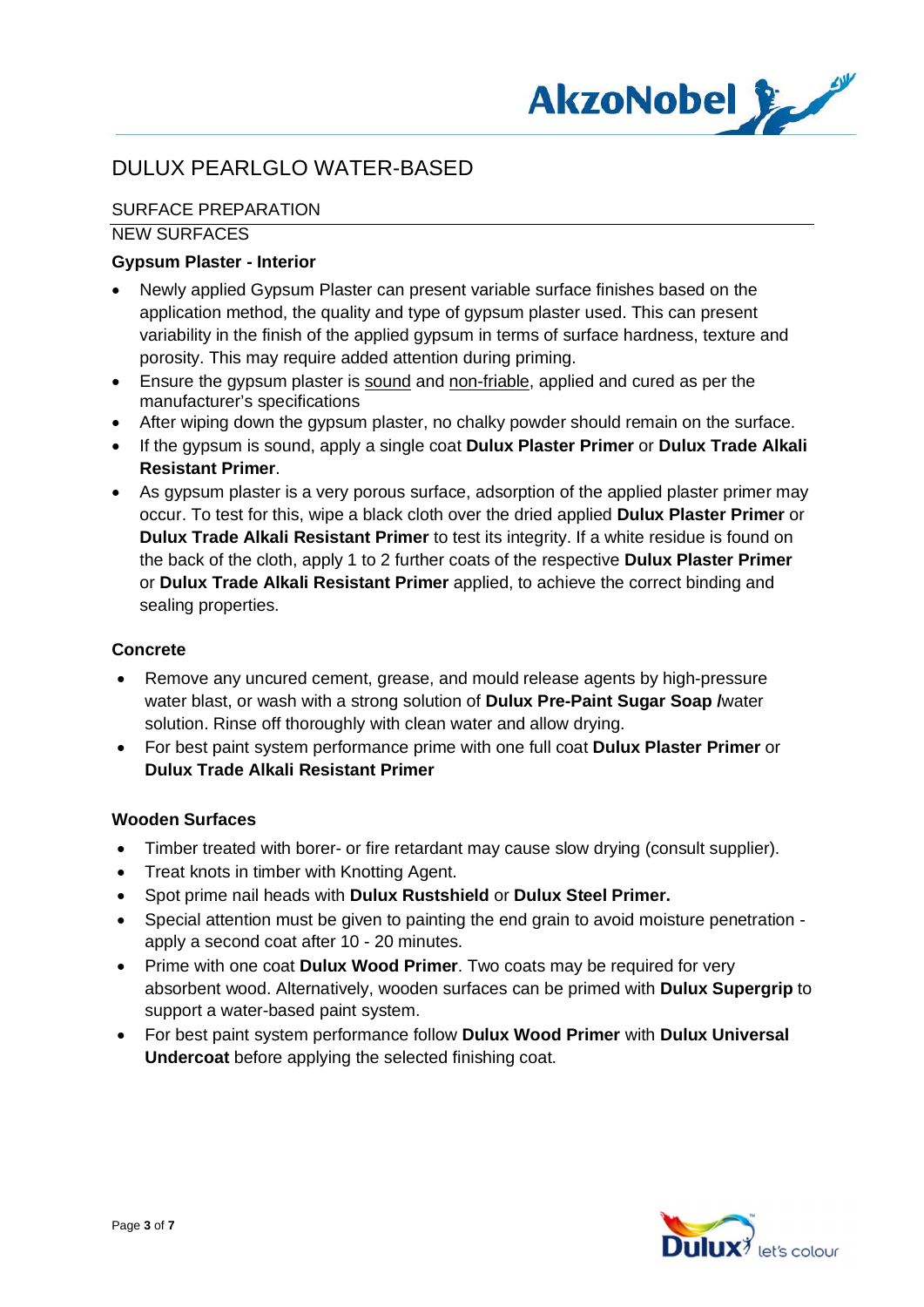# DULUX PEARLGLO WATER-BASED

## SURFACE PREPARATION

### NEW SURFACES

**Gypsum Plaster - Interior**

- Newly applied Gypsum Plaster can present variable surface finishes based on the application method, the quality and type of gypsum plaster used. This can present variability in the finish of the applied gypsum in terms of surface hardness, texture and porosity. This may require added attention during priming.
- Ensure the gypsum plaster is sound and non-friable, applied and cured as per the manufacturer's specifications
- After wiping down the gypsum plaster, no chalky powder should remain on the surface.
- If the gypsum is sound, apply a single coat **Dulux Plaster Primer** or **Dulux Trade Alkali Resistant Primer**.
- As gypsum plaster is a very porous surface, adsorption of the applied plaster primer may occur. To test for this, wipe a black cloth over the dried applied **Dulux Plaster Primer** or **Dulux Trade Alkali Resistant Primer** to test its integrity. If a white residue is found on the back of the cloth, apply 1 to 2 further coats of the respective **Dulux Plaster Primer** or **Dulux Trade Alkali Resistant Primer** applied, to achieve the correct binding and sealing properties.

**Concrete**

- Remove any uncured cement, grease, and mould release agents by high-pressure water blast, or wash with a strong solution of **Dulux Pre-Paint Sugar Soap /**water solution. Rinse off thoroughly with clean water and allow drying.
- For best paint system performance prime with one full coat **Dulux Plaster Primer** or **Dulux Trade Alkali Resistant Primer**

**Wooden Surfaces**

- Timber treated with borer- or fire retardant may cause slow drying (consult supplier).
- Treat knots in timber with Knotting Agent.
- Spot prime nail heads with **Dulux Rustshield** or **Dulux Steel Primer.**
- Special attention must be given to painting the end grain to avoid moisture penetration - apply a second coat after 10 - 20 minutes.
- Prime with one coat **Dulux Wood Primer**. Two coats may be required for very absorbent wood. Alternatively, wooden surfaces can be primed with **Dulux Supergrip** to support a water-based paint system.
- For best paint system performance follow **Dulux Wood Primer** with **Dulux Universal Undercoat** before applying the selected finishing coat.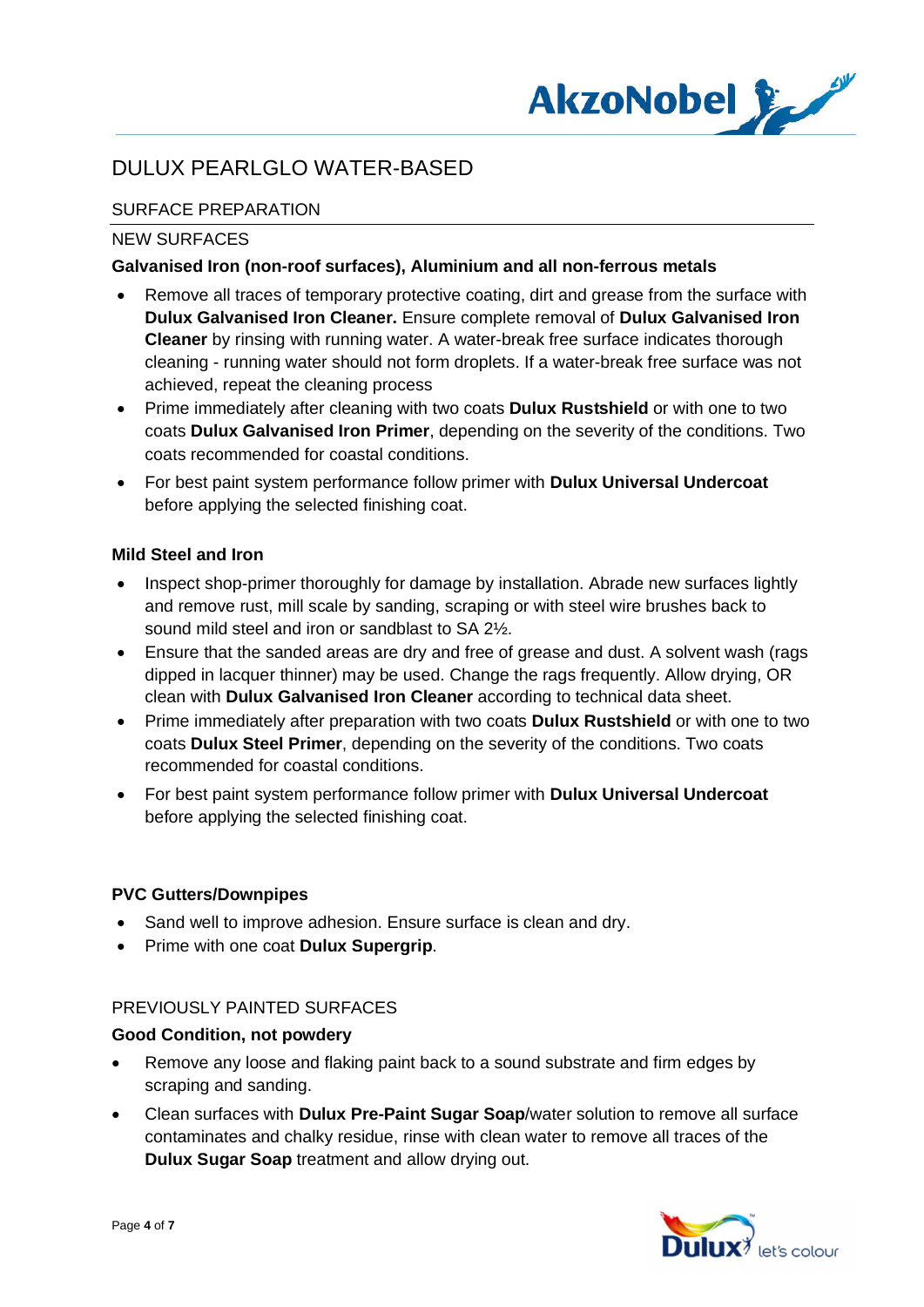# DULUX PEARLGLO WATER-BASED

## SURFACE PREPARATION

### NEW SURFACES

**Galvanised Iron (non-roof surfaces), Aluminium and all non-ferrous metals**

- Remove all traces of temporary protective coating, dirt and grease from the surface with **Dulux Galvanised Iron Cleaner.** Ensure complete removal of **Dulux Galvanised Iron Cleaner** by rinsing with running water. A water-break free surface indicates thorough cleaning - running water should not form droplets. If a water-break free surface was not achieved, repeat the cleaning process
- Prime immediately after cleaning with two coats **Dulux Rustshield** or with one to two coats **Dulux Galvanised Iron Primer**, depending on the severity of the conditions. Two coats recommended for coastal conditions.
- For best paint system performance follow primer with **Dulux Universal Undercoat** before applying the selected finishing coat.

**Mild Steel and Iron**

- Inspect shop-primer thoroughly for damage by installation. Abrade new surfaces lightly and remove rust, mill scale by sanding, scraping or with steel wire brushes back to sound mild steel and iron or sandblast to SA 2½.
- Ensure that the sanded areas are dry and free of grease and dust. A solvent wash (rags dipped in lacquer thinner) may be used. Change the rags frequently. Allow drying, OR clean with **Dulux Galvanised Iron Cleaner** according to technical data sheet.
- Prime immediately after preparation with two coats **Dulux Rustshield** or with one to two coats **Dulux Steel Primer**, depending on the severity of the conditions. Two coats recommended for coastal conditions.
- For best paint system performance follow primer with **Dulux Universal Undercoat** before applying the selected finishing coat.

**PVC Gutters/Downpipes**

- Sand well to improve adhesion. Ensure surface is clean and dry.
- Prime with one coat **Dulux Supergrip**.

### PREVIOUSLY PAINTED SURFACES

**Good Condition, not powdery**

- Remove any loose and flaking paint back to a sound substrate and firm edges by scraping and sanding.
- Clean surfaces with **Dulux Pre-Paint Sugar Soap**/water solution to remove all surface contaminates and chalky residue, rinse with clean water to remove all traces of the **Dulux Sugar Soap** treatment and allow drying out.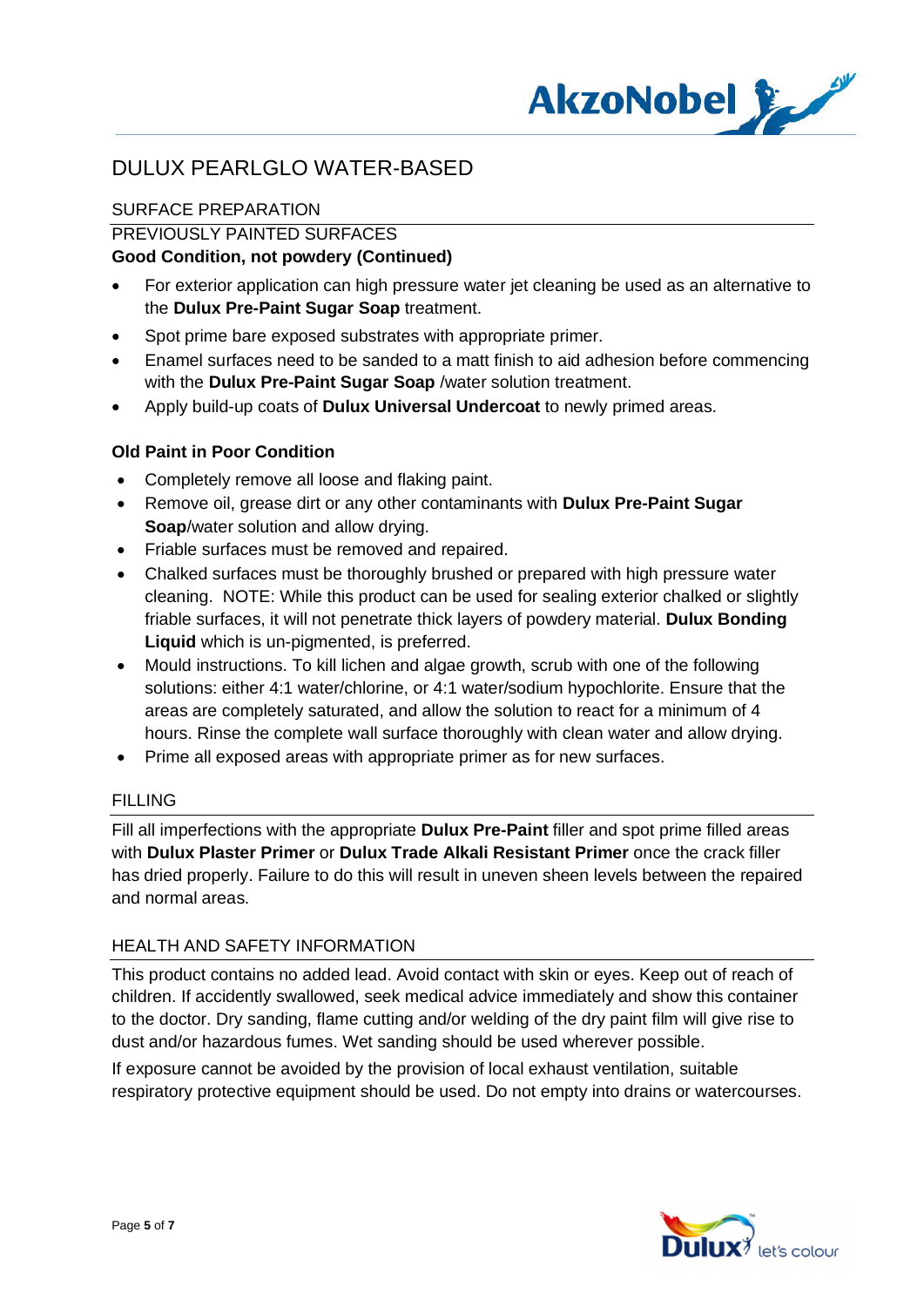# DULUX PEARLGLO WATER-BASED

## SURFACE PREPARATION

### PREVIOUSLY PAINTED SURFACES

**Good Condition, not powdery (Continued)**

- For exterior application can high pressure water jet cleaning be used as an alternative to the **Dulux Pre-Paint Sugar Soap** treatment.
- Spot prime bare exposed substrates with appropriate primer.
- Enamel surfaces need to be sanded to a matt finish to aid adhesion before commencing with the **Dulux Pre-Paint Sugar Soap** /water solution treatment.
- Apply build-up coats of **Dulux Universal Undercoat** to newly primed areas.

**Old Paint in Poor Condition**

- Completely remove all loose and flaking paint.
- Remove oil, grease dirt or any other contaminants with **Dulux Pre-Paint Sugar Soap**/water solution and allow drying.
- Friable surfaces must be removed and repaired.
- Chalked surfaces must be thoroughly brushed or prepared with high pressure water cleaning. NOTE: While this product can be used for sealing exterior chalked or slightly friable surfaces, it will not penetrate thick layers of powdery material. **Dulux Bonding Liquid** which is un-pigmented, is preferred.
- Mould instructions. To kill lichen and algae growth, scrub with one of the following solutions: either 4:1 water/chlorine, or 4:1 water/sodium hypochlorite. Ensure that the areas are completely saturated, and allow the solution to react for a minimum of 4 hours. Rinse the complete wall surface thoroughly with clean water and allow drying.
- Prime all exposed areas with appropriate primer as for new surfaces.

## FILLING

Fill all imperfections with the appropriate **Dulux Pre-Paint** filler and spot prime filled areas with **Dulux Plaster Primer** or **Dulux Trade Alkali Resistant Primer** once the crack filler has dried properly. Failure to do this will result in uneven sheen levels between the repaired and normal areas.

## HEALTH AND SAFETY INFORMATION

This product contains no added lead. Avoid contact with skin or eyes. Keep out of reach of children. If accidently swallowed, seek medical advice immediately and show this container to the doctor. Dry sanding, flame cutting and/or welding of the dry paint film will give rise to dust and/or hazardous fumes. Wet sanding should be used wherever possible.

If exposure cannot be avoided by the provision of local exhaust ventilation, suitable respiratory protective equipment should be used. Do not empty into drains or watercourses.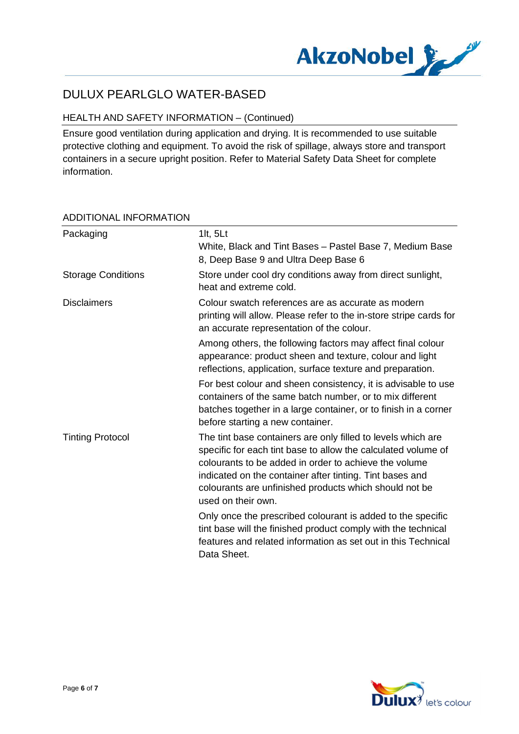# DULUX PEARLGLO WATER-BASED

## HEALTH AND SAFETY INFORMATION – (Continued)

Ensure good ventilation during application and drying. It is recommended to use suitable protective clothing and equipment. To avoid the risk of spillage, always store and transport containers in a secure upright position. Refer to Material Safety Data Sheet for complete information.

## ADDITIONAL INFORMATION

| | |
|---|---|
| Packaging | 1lt, 5Lt<br>White, Black and Tint Bases – Pastel Base 7, Medium Base 8, Deep Base 9 and Ultra Deep Base 6 |
| Storage Conditions | Store under cool dry conditions away from direct sunlight, heat and extreme cold. |
| Disclaimers | Colour swatch references are as accurate as modern printing will allow. Please refer to the in-store stripe cards for an accurate representation of the colour.<br>Among others, the following factors may affect final colour appearance: product sheen and texture, colour and light reflections, application, surface texture and preparation.<br>For best colour and sheen consistency, it is advisable to use containers of the same batch number, or to mix different batches together in a large container, or to finish in a corner before starting a new container. |
| Tinting Protocol | The tint base containers are only filled to levels which are specific for each tint base to allow the calculated volume of colourants to be added in order to achieve the volume indicated on the container after tinting. Tint bases and colourants are unfinished products which should not be used on their own.<br>Only once the prescribed colourant is added to the specific tint base will the finished product comply with the technical features and related information as set out in this Technical Data Sheet. |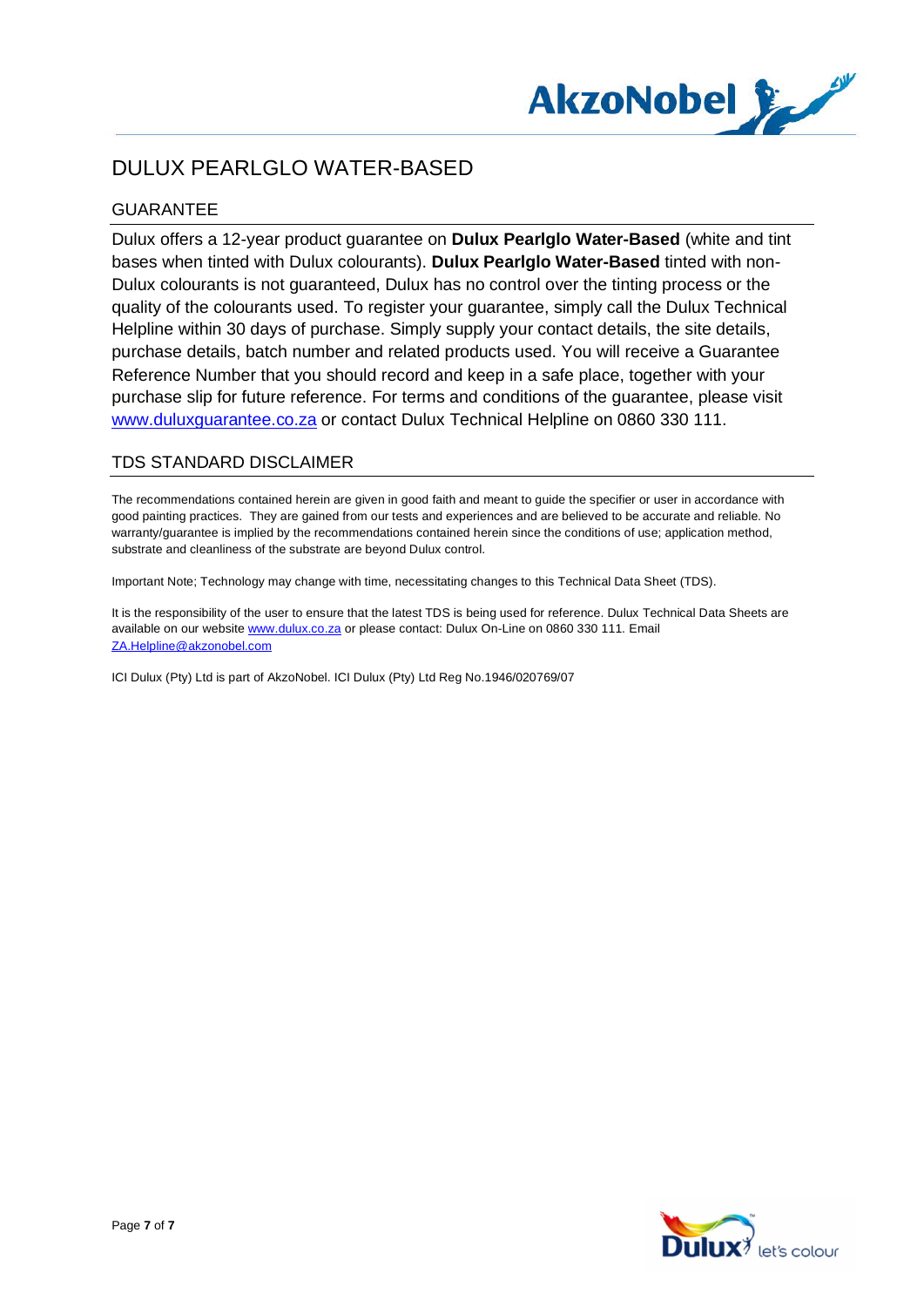# DULUX PEARLGLO WATER-BASED

## GUARANTEE

Dulux offers a 12-year product guarantee on **Dulux Pearlglo Water-Based** (white and tint bases when tinted with Dulux colourants). **Dulux Pearlglo Water-Based** tinted with non-Dulux colourants is not guaranteed, Dulux has no control over the tinting process or the quality of the colourants used. To register your guarantee, simply call the Dulux Technical Helpline within 30 days of purchase. Simply supply your contact details, the site details, purchase details, batch number and related products used. You will receive a Guarantee Reference Number that you should record and keep in a safe place, together with your purchase slip for future reference. For terms and conditions of the guarantee, please visit www.duluxguarantee.co.za or contact Dulux Technical Helpline on 0860 330 111.

## TDS STANDARD DISCLAIMER

The recommendations contained herein are given in good faith and meant to guide the specifier or user in accordance with good painting practices. They are gained from our tests and experiences and are believed to be accurate and reliable. No warranty/guarantee is implied by the recommendations contained herein since the conditions of use; application method, substrate and cleanliness of the substrate are beyond Dulux control.

Important Note; Technology may change with time, necessitating changes to this Technical Data Sheet (TDS).

It is the responsibility of the user to ensure that the latest TDS is being used for reference. Dulux Technical Data Sheets are available on our website www.dulux.co.za or please contact: Dulux On-Line on 0860 330 111. Email ZA.Helpline@akzonobel.com

ICI Dulux (Pty) Ltd is part of AkzoNobel. ICI Dulux (Pty) Ltd Reg No.1946/020769/07